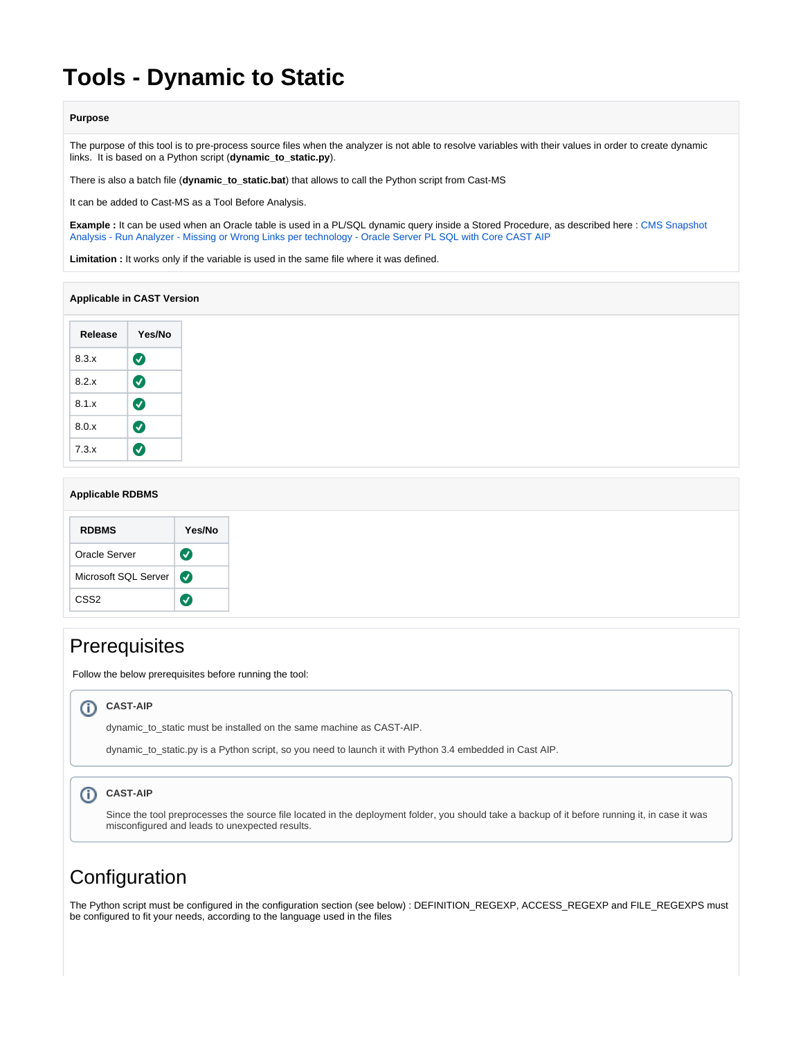# Tools - Dynamic to Static

**Purpose**

The purpose of this tool is to pre-process source files when the analyzer is not able to resolve variables with their values in order to create dynamic links.  It is based on a Python script (**dynamic_to_static.py**).

There is also a batch file (**dynamic_to_static.bat**) that allows to call the Python script from Cast-MS

It can be added to Cast-MS as a Tool Before Analysis.

**Example :** It can be used when an Oracle table is used in a PL/SQL dynamic query inside a Stored Procedure, as described here : CMS Snapshot Analysis - Run Analyzer - Missing or Wrong Links per technology - Oracle Server PL SQL with Core CAST AIP

**Limitation :** It works only if the variable is used in the same file where it was defined.

**Applicable in CAST Version**

| Release | Yes/No |
| --- | --- |
| 8.3.x | ✅ |
| 8.2.x | ✅ |
| 8.1.x | ✅ |
| 8.0.x | ✅ |
| 7.3.x | ✅ |

**Applicable RDBMS**

| RDBMS | Yes/No |
| --- | --- |
| Oracle Server | ✅ |
| Microsoft SQL Server | ✅ |
| CSS2 | ✅ |

## Prerequisites

Follow the below prerequisites before running the tool:

> **CAST-AIP**
>
> dynamic_to_static must be installed on the same machine as CAST-AIP.
>
> dynamic_to_static.py is a Python script, so you need to launch it with Python 3.4 embedded in Cast AIP.

> **CAST-AIP**
>
> Since the tool preprocesses the source file located in the deployment folder, you should take a backup of it before running it, in case it was misconfigured and leads to unexpected results.

## Configuration

The Python script must be configured in the configuration section (see below) : DEFINITION_REGEXP, ACCESS_REGEXP and FILE_REGEXPS must be configured to fit your needs, according to the language used in the files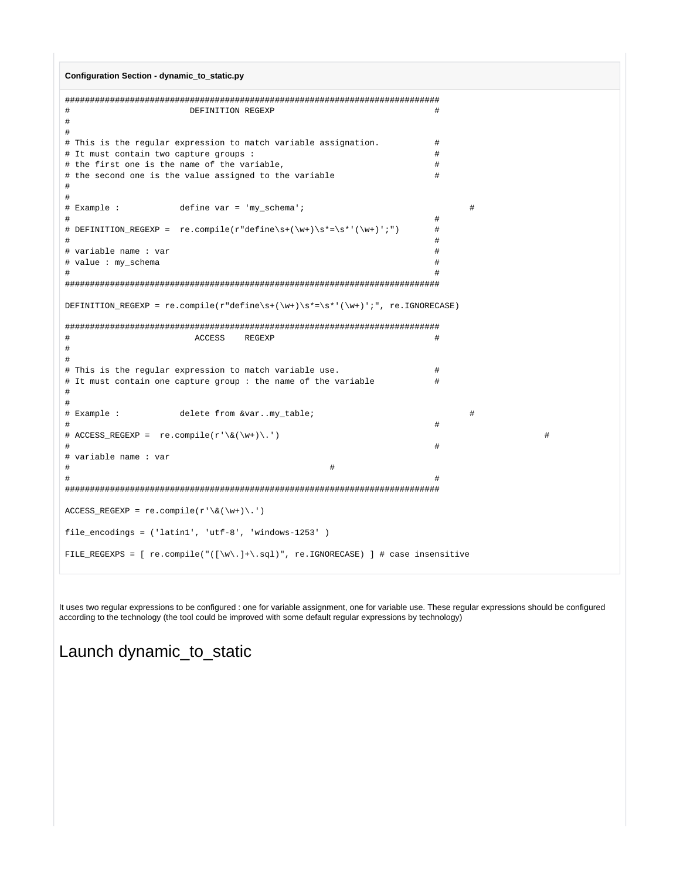**Configuration Section - dynamic_to_static.py**

```
###############################################################################
#                         DEFINITION REGEXP                                    #
#
#
# This is the regular expression to match variable assignation.               #
# It must contain two capture groups :                                         #
# the first one is the name of the variable,                                   #
# the second one is the value assigned to the variable                         #
#
#
# Example :            define var = 'my_schema';                                       #
#                                                                              #
# DEFINITION_REGEXP =  re.compile(r"define\s+(\w+)\s*=\s*'(\w+)';")            #
#                                                                              #
# variable name : var                                                          #
# value : my_schema                                                            #
#                                                                              #
###############################################################################

DEFINITION_REGEXP = re.compile(r"define\s+(\w+)\s*=\s*'(\w+)';", re.IGNORECASE)

###############################################################################
#                          ACCESS    REGEXP                                    #
#
#
# This is the regular expression to match variable use.                       #
# It must contain one capture group : the name of the variable                 #
#
#
# Example :            delete from &var..my_table;                                     #
#                                                                              #
# ACCESS_REGEXP =  re.compile(r'\&(\w+)\.')                                                              #
#                                                                              #
# variable name : var
#                                                     #
#                                                                              #
###############################################################################

ACCESS_REGEXP = re.compile(r'\&(\w+)\.')

file_encodings = ('latin1', 'utf-8', 'windows-1253' )

FILE_REGEXPS = [ re.compile("([\w\.]+\.sql)", re.IGNORECASE) ] # case insensitive
```

It uses two regular expressions to be configured : one for variable assignment, one for variable use. These regular expressions should be configured according to the technology (the tool could be improved with some default regular expressions by technology)

# Launch dynamic_to_static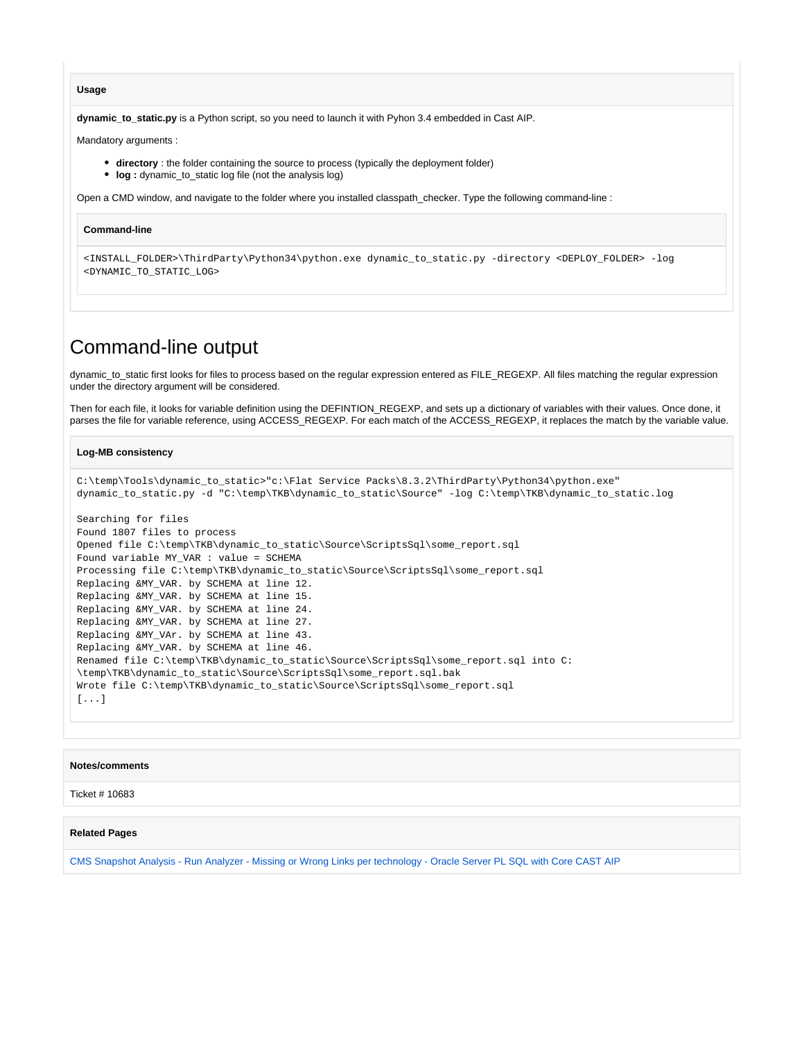**Usage**

**dynamic_to_static.py** is a Python script, so you need to launch it with Pyhon 3.4 embedded in Cast AIP.

Mandatory arguments :

- **directory** : the folder containing the source to process (typically the deployment folder)
- **log :** dynamic_to_static log file (not the analysis log)

Open a CMD window, and navigate to the folder where you installed classpath_checker. Type the following command-line :

**Command-line**

```
<INSTALL_FOLDER>\ThirdParty\Python34\python.exe dynamic_to_static.py -directory <DEPLOY_FOLDER> -log
<DYNAMIC_TO_STATIC_LOG>
```

# Command-line output

dynamic_to_static first looks for files to process based on the regular expression entered as FILE_REGEXP. All files matching the regular expression under the directory argument will be considered.

Then for each file, it looks for variable definition using the DEFINTION_REGEXP, and sets up a dictionary of variables with their values. Once done, it parses the file for variable reference, using ACCESS_REGEXP. For each match of the ACCESS_REGEXP, it replaces the match by the variable value.

**Log-MB consistency**

```
C:\temp\Tools\dynamic_to_static>"c:\Flat Service Packs\8.3.2\ThirdParty\Python34\python.exe"
dynamic_to_static.py -d "C:\temp\TKB\dynamic_to_static\Source" -log C:\temp\TKB\dynamic_to_static.log

Searching for files
Found 1807 files to process
Opened file C:\temp\TKB\dynamic_to_static\Source\ScriptsSql\some_report.sql
Found variable MY_VAR : value = SCHEMA
Processing file C:\temp\TKB\dynamic_to_static\Source\ScriptsSql\some_report.sql
Replacing &MY_VAR. by SCHEMA at line 12.
Replacing &MY_VAR. by SCHEMA at line 15.
Replacing &MY_VAR. by SCHEMA at line 24.
Replacing &MY_VAR. by SCHEMA at line 27.
Replacing &MY_VAr. by SCHEMA at line 43.
Replacing &MY_VAR. by SCHEMA at line 46.
Renamed file C:\temp\TKB\dynamic_to_static\Source\ScriptsSql\some_report.sql into C:
\temp\TKB\dynamic_to_static\Source\ScriptsSql\some_report.sql.bak
Wrote file C:\temp\TKB\dynamic_to_static\Source\ScriptsSql\some_report.sql
[...]
```

**Notes/comments**

Ticket # 10683

**Related Pages**

CMS Snapshot Analysis - Run Analyzer - Missing or Wrong Links per technology - Oracle Server PL SQL with Core CAST AIP